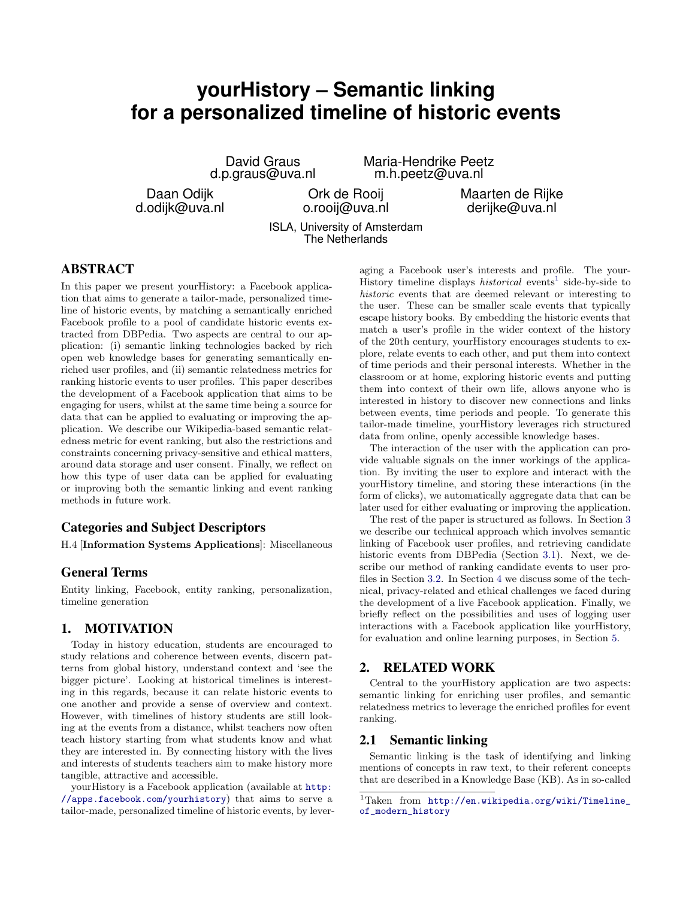# yourHistory – Semantic linking for a personalized timeline of historic events

David Graus
d.p.graus@uva.nl

Maria-Hendrike Peetz
m.h.peetz@uva.nl

Daan Odijk
d.odijk@uva.nl

Ork de Rooij
o.rooij@uva.nl

Maarten de Rijke
derijke@uva.nl

ISLA, University of Amsterdam
The Netherlands

## ABSTRACT

In this paper we present yourHistory: a Facebook application that aims to generate a tailor-made, personalized timeline of historic events, by matching a semantically enriched Facebook profile to a pool of candidate historic events extracted from DBPedia. Two aspects are central to our application: (i) semantic linking technologies backed by rich open web knowledge bases for generating semantically enriched user profiles, and (ii) semantic relatedness metrics for ranking historic events to user profiles. This paper describes the development of a Facebook application that aims to be engaging for users, whilst at the same time being a source for data that can be applied to evaluating or improving the application. We describe our Wikipedia-based semantic relatedness metric for event ranking, but also the restrictions and constraints concerning privacy-sensitive and ethical matters, around data storage and user consent. Finally, we reflect on how this type of user data can be applied for evaluating or improving both the semantic linking and event ranking methods in future work.

## Categories and Subject Descriptors

H.4 [**Information Systems Applications**]: Miscellaneous

## General Terms

Entity linking, Facebook, entity ranking, personalization, timeline generation

## 1. MOTIVATION

Today in history education, students are encouraged to study relations and coherence between events, discern patterns from global history, understand context and 'see the bigger picture'. Looking at historical timelines is interesting in this regards, because it can relate historic events to one another and provide a sense of overview and context. However, with timelines of history students are still looking at the events from a distance, whilst teachers now often teach history starting from what students know and what they are interested in. By connecting history with the lives and interests of students teachers aim to make history more tangible, attractive and accessible.

yourHistory is a Facebook application (available at http://apps.facebook.com/yourhistory) that aims to serve a tailor-made, personalized timeline of historic events, by leveraging a Facebook user's interests and profile. The yourHistory timeline displays *historical* events[1] side-by-side to *historic* events that are deemed relevant or interesting to the user. These can be smaller scale events that typically escape history books. By embedding the historic events that match a user's profile in the wider context of the history of the 20th century, yourHistory encourages students to explore, relate events to each other, and put them into context of time periods and their personal interests. Whether in the classroom or at home, exploring historic events and putting them into context of their own life, allows anyone who is interested in history to discover new connections and links between events, time periods and people. To generate this tailor-made timeline, yourHistory leverages rich structured data from online, openly accessible knowledge bases.

The interaction of the user with the application can provide valuable signals on the inner workings of the application. By inviting the user to explore and interact with the yourHistory timeline, and storing these interactions (in the form of clicks), we automatically aggregate data that can be later used for either evaluating or improving the application.

The rest of the paper is structured as follows. In Section 3 we describe our technical approach which involves semantic linking of Facebook user profiles, and retrieving candidate historic events from DBPedia (Section 3.1). Next, we describe our method of ranking candidate events to user profiles in Section 3.2. In Section 4 we discuss some of the technical, privacy-related and ethical challenges we faced during the development of a live Facebook application. Finally, we briefly reflect on the possibilities and uses of logging user interactions with a Facebook application like yourHistory, for evaluation and online learning purposes, in Section 5.

## 2. RELATED WORK

Central to the yourHistory application are two aspects: semantic linking for enriching user profiles, and semantic relatedness metrics to leverage the enriched profiles for event ranking.

### 2.1 Semantic linking

Semantic linking is the task of identifying and linking mentions of concepts in raw text, to their referent concepts that are described in a Knowledge Base (KB). As in so-called

[1] Taken from http://en.wikipedia.org/wiki/Timeline_of_modern_history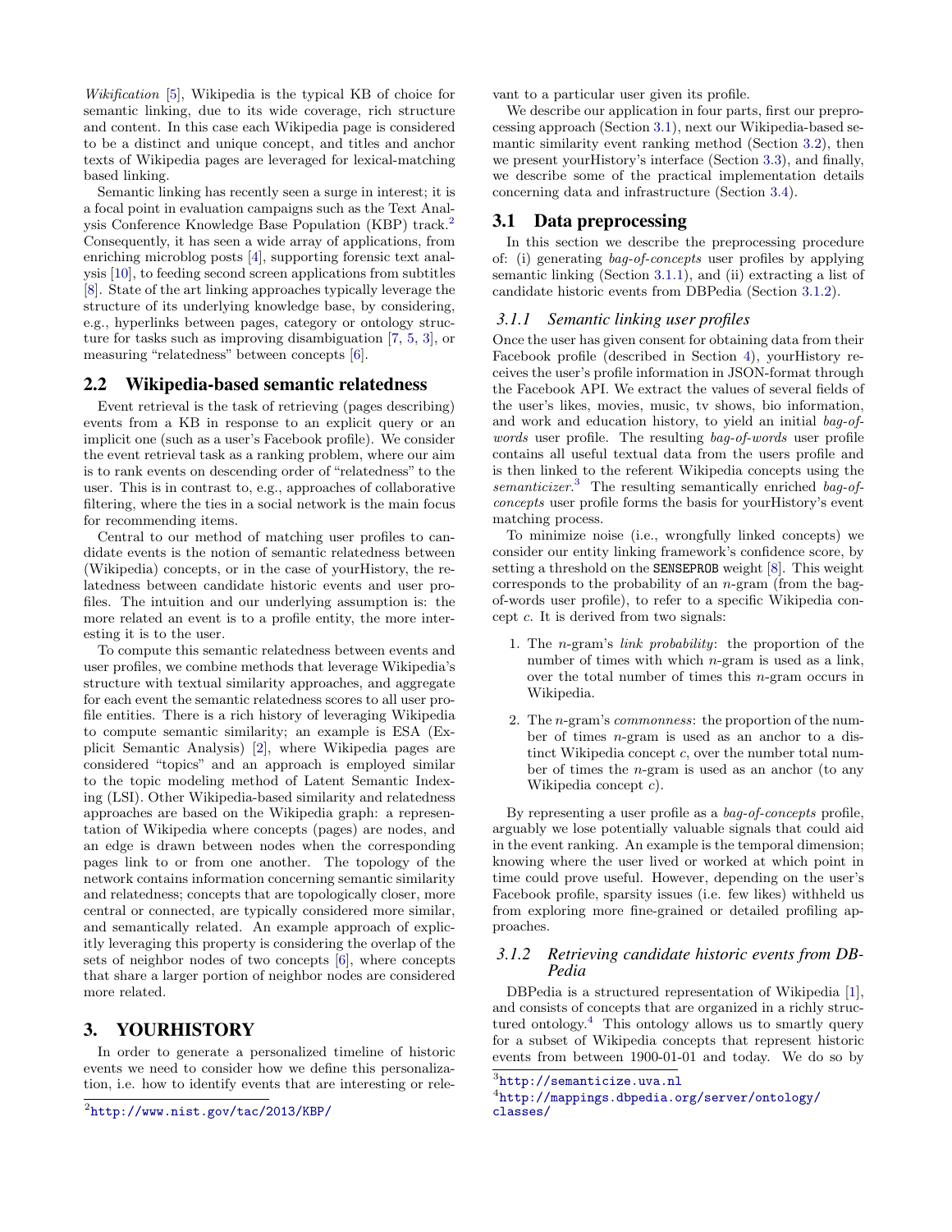*Wikification* [5], Wikipedia is the typical KB of choice for semantic linking, due to its wide coverage, rich structure and content. In this case each Wikipedia page is considered to be a distinct and unique concept, and titles and anchor texts of Wikipedia pages are leveraged for lexical-matching based linking.

Semantic linking has recently seen a surge in interest; it is a focal point in evaluation campaigns such as the Text Analysis Conference Knowledge Base Population (KBP) track.[2] Consequently, it has seen a wide array of applications, from enriching microblog posts [4], supporting forensic text analysis [10], to feeding second screen applications from subtitles [8]. State of the art linking approaches typically leverage the structure of its underlying knowledge base, by considering, e.g., hyperlinks between pages, category or ontology structure for tasks such as improving disambiguation [7, 5, 3], or measuring "relatedness" between concepts [6].

## 2.2 Wikipedia-based semantic relatedness

Event retrieval is the task of retrieving (pages describing) events from a KB in response to an explicit query or an implicit one (such as a user's Facebook profile). We consider the event retrieval task as a ranking problem, where our aim is to rank events on descending order of "relatedness" to the user. This is in contrast to, e.g., approaches of collaborative filtering, where the ties in a social network is the main focus for recommending items.

Central to our method of matching user profiles to candidate events is the notion of semantic relatedness between (Wikipedia) concepts, or in the case of yourHistory, the relatedness between candidate historic events and user profiles. The intuition and our underlying assumption is: the more related an event is to a profile entity, the more interesting it is to the user.

To compute this semantic relatedness between events and user profiles, we combine methods that leverage Wikipedia's structure with textual similarity approaches, and aggregate for each event the semantic relatedness scores to all user profile entities. There is a rich history of leveraging Wikipedia to compute semantic similarity; an example is ESA (Explicit Semantic Analysis) [2], where Wikipedia pages are considered "topics" and an approach is employed similar to the topic modeling method of Latent Semantic Indexing (LSI). Other Wikipedia-based similarity and relatedness approaches are based on the Wikipedia graph: a representation of Wikipedia where concepts (pages) are nodes, and an edge is drawn between nodes when the corresponding pages link to or from one another. The topology of the network contains information concerning semantic similarity and relatedness; concepts that are topologically closer, more central or connected, are typically considered more similar, and semantically related. An example approach of explicitly leveraging this property is considering the overlap of the sets of neighbor nodes of two concepts [6], where concepts that share a larger portion of neighbor nodes are considered more related.

# 3. YOURHISTORY

In order to generate a personalized timeline of historic events we need to consider how we define this personalization, i.e. how to identify events that are interesting or relevant to a particular user given its profile.

We describe our application in four parts, first our preprocessing approach (Section 3.1), next our Wikipedia-based semantic similarity event ranking method (Section 3.2), then we present yourHistory's interface (Section 3.3), and finally, we describe some of the practical implementation details concerning data and infrastructure (Section 3.4).

## 3.1 Data preprocessing

In this section we describe the preprocessing procedure of: (i) generating *bag-of-concepts* user profiles by applying semantic linking (Section 3.1.1), and (ii) extracting a list of candidate historic events from DBPedia (Section 3.1.2).

### 3.1.1 Semantic linking user profiles

Once the user has given consent for obtaining data from their Facebook profile (described in Section 4), yourHistory receives the user's profile information in JSON-format through the Facebook API. We extract the values of several fields of the user's likes, movies, music, tv shows, bio information, and work and education history, to yield an initial *bag-of-words* user profile. The resulting *bag-of-words* user profile contains all useful textual data from the users profile and is then linked to the referent Wikipedia concepts using the *semanticizer*.[3] The resulting semantically enriched *bag-of-concepts* user profile forms the basis for yourHistory's event matching process.

To minimize noise (i.e., wrongfully linked concepts) we consider our entity linking framework's confidence score, by setting a threshold on the SENSEPROB weight [8]. This weight corresponds to the probability of an $n$-gram (from the bag-of-words user profile), to refer to a specific Wikipedia concept $c$. It is derived from two signals:

1. The $n$-gram's *link probability*: the proportion of the number of times with which $n$-gram is used as a link, over the total number of times this $n$-gram occurs in Wikipedia.
2. The $n$-gram's *commonness*: the proportion of the number of times $n$-gram is used as an anchor to a distinct Wikipedia concept $c$, over the number total number of times the $n$-gram is used as an anchor (to any Wikipedia concept $c$).

By representing a user profile as a *bag-of-concepts* profile, arguably we lose potentially valuable signals that could aid in the event ranking. An example is the temporal dimension; knowing where the user lived or worked at which point in time could prove useful. However, depending on the user's Facebook profile, sparsity issues (i.e. few likes) withheld us from exploring more fine-grained or detailed profiling approaches.

### 3.1.2 Retrieving candidate historic events from DBPedia

DBPedia is a structured representation of Wikipedia [1], and consists of concepts that are organized in a richly structured ontology.[4] This ontology allows us to smartly query for a subset of Wikipedia concepts that represent historic events from between 1900-01-01 and today. We do so by

[2] http://www.nist.gov/tac/2013/KBP/

[3] http://semanticize.uva.nl

[4] http://mappings.dbpedia.org/server/ontology/classes/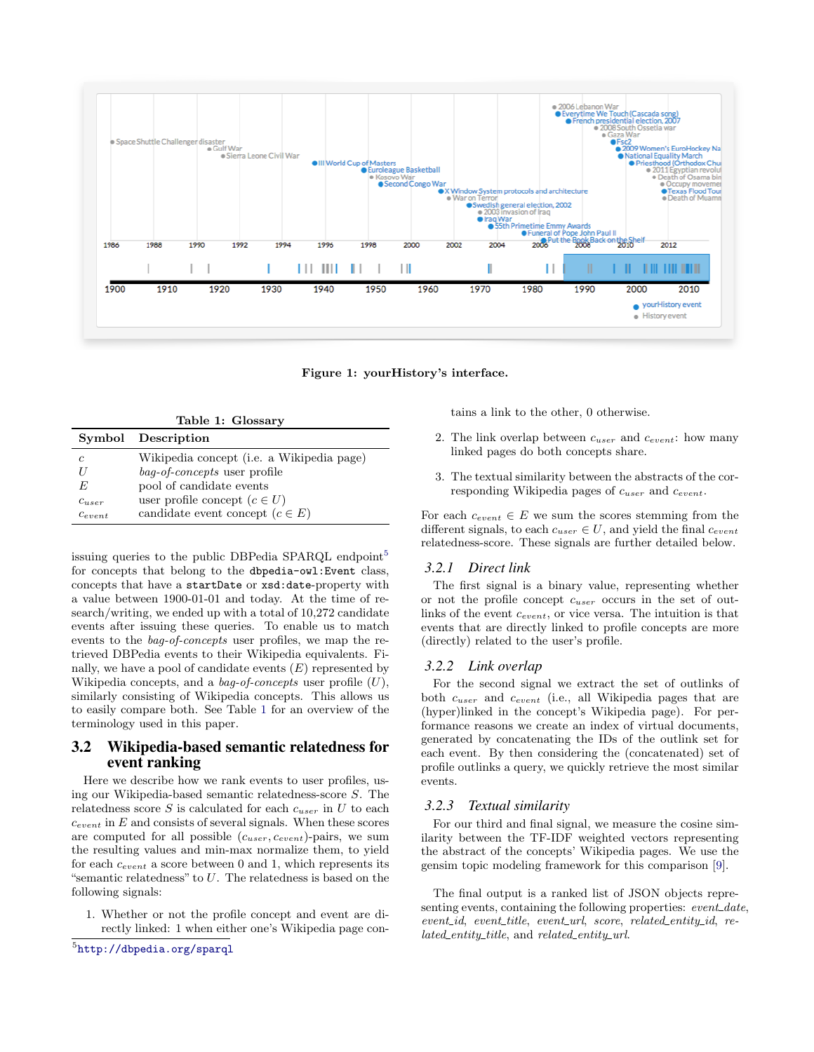**Figure 1: yourHistory's interface.**

**Table 1: Glossary**

| Symbol | Description |
|---|---|
| $c$ | Wikipedia concept (i.e. a Wikipedia page) |
| $U$ | *bag-of-concepts* user profile |
| $E$ | pool of candidate events |
| $c_{user}$ | user profile concept ($c \in U$) |
| $c_{event}$ | candidate event concept ($c \in E$) |

issuing queries to the public DBPedia SPARQL endpoint[5] for concepts that belong to the `dbpedia-owl:Event` class, concepts that have a `startDate` or `xsd:date`-property with a value between 1900-01-01 and today. At the time of research/writing, we ended up with a total of 10,272 candidate events after issuing these queries. To enable us to match events to the *bag-of-concepts* user profiles, we map the retrieved DBPedia events to their Wikipedia equivalents. Finally, we have a pool of candidate events ($E$) represented by Wikipedia concepts, and a *bag-of-concepts* user profile ($U$), similarly consisting of Wikipedia concepts. This allows us to easily compare both. See Table 1 for an overview of the terminology used in this paper.

## 3.2 Wikipedia-based semantic relatedness for event ranking

Here we describe how we rank events to user profiles, using our Wikipedia-based semantic relatedness-score $S$. The relatedness score $S$ is calculated for each $c_{user}$ in $U$ to each $c_{event}$ in $E$ and consists of several signals. When these scores are computed for all possible ($c_{user}, c_{event}$)-pairs, we sum the resulting values and min-max normalize them, to yield for each $c_{event}$ a score between 0 and 1, which represents its "semantic relatedness" to $U$. The relatedness is based on the following signals:

1. Whether or not the profile concept and event are directly linked: 1 when either one's Wikipedia page contains a link to the other, 0 otherwise.
2. The link overlap between $c_{user}$ and $c_{event}$: how many linked pages do both concepts share.
3. The textual similarity between the abstracts of the corresponding Wikipedia pages of $c_{user}$ and $c_{event}$.

For each $c_{event} \in E$ we sum the scores stemming from the different signals, to each $c_{user} \in U$, and yield the final $c_{event}$ relatedness-score. These signals are further detailed below.

### 3.2.1 *Direct link*

The first signal is a binary value, representing whether or not the profile concept $c_{user}$ occurs in the set of outlinks of the event $c_{event}$, or vice versa. The intuition is that events that are directly linked to profile concepts are more (directly) related to the user's profile.

### 3.2.2 *Link overlap*

For the second signal we extract the set of outlinks of both $c_{user}$ and $c_{event}$ (i.e., all Wikipedia pages that are (hyper)linked in the concept's Wikipedia page). For performance reasons we create an index of virtual documents, generated by concatenating the IDs of the outlink set for each event. By then considering the (concatenated) set of profile outlinks a query, we quickly retrieve the most similar events.

### 3.2.3 *Textual similarity*

For our third and final signal, we measure the cosine similarity between the TF-IDF weighted vectors representing the abstract of the concepts' Wikipedia pages. We use the gensim topic modeling framework for this comparison [9].

The final output is a ranked list of JSON objects representing events, containing the following properties: *event_date*, *event_id*, *event_title*, *event_url*, *score*, *related_entity_id*, *related_entity_title*, and *related_entity_url*.

[5] http://dbpedia.org/sparql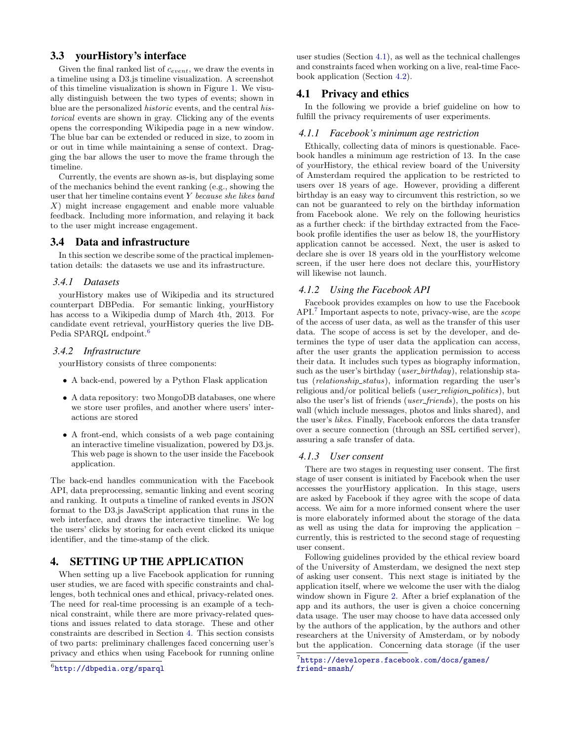## 3.3 yourHistory's interface

Given the final ranked list of $c_{event}$, we draw the events in a timeline using a D3.js timeline visualization. A screenshot of this timeline visualization is shown in Figure 1. We visually distinguish between the two types of events; shown in blue are the personalized *historic* events, and the central *historical* events are shown in gray. Clicking any of the events opens the corresponding Wikipedia page in a new window. The blue bar can be extended or reduced in size, to zoom in or out in time while maintaining a sense of context. Dragging the bar allows the user to move the frame through the timeline.

Currently, the events are shown as-is, but displaying some of the mechanics behind the event ranking (e.g., showing the user that her timeline contains event $Y$ *because she likes band* $X$) might increase engagement and enable more valuable feedback. Including more information, and relaying it back to the user might increase engagement.

## 3.4 Data and infrastructure

In this section we describe some of the practical implementation details: the datasets we use and its infrastructure.

### 3.4.1 Datasets

yourHistory makes use of Wikipedia and its structured counterpart DBPedia. For semantic linking, yourHistory has access to a Wikipedia dump of March 4th, 2013. For candidate event retrieval, yourHistory queries the live DBPedia SPARQL endpoint.[6]

### 3.4.2 Infrastructure

yourHistory consists of three components:

- A back-end, powered by a Python Flask application
- A data repository: two MongoDB databases, one where we store user profiles, and another where users' interactions are stored
- A front-end, which consists of a web page containing an interactive timeline visualization, powered by D3.js. This web page is shown to the user inside the Facebook application.

The back-end handles communication with the Facebook API, data preprocessing, semantic linking and event scoring and ranking. It outputs a timeline of ranked events in JSON format to the D3.js JavaScript application that runs in the web interface, and draws the interactive timeline. We log the users' clicks by storing for each event clicked its unique identifier, and the time-stamp of the click.

# 4. SETTING UP THE APPLICATION

When setting up a live Facebook application for running user studies, we are faced with specific constraints and challenges, both technical ones and ethical, privacy-related ones. The need for real-time processing is an example of a technical constraint, while there are more privacy-related questions and issues related to data storage. These and other constraints are described in Section 4. This section consists of two parts: preliminary challenges faced concerning user's privacy and ethics when using Facebook for running online user studies (Section 4.1), as well as the technical challenges and constraints faced when working on a live, real-time Facebook application (Section 4.2).

## 4.1 Privacy and ethics

In the following we provide a brief guideline on how to fulfill the privacy requirements of user experiments.

### 4.1.1 Facebook's minimum age restriction

Ethically, collecting data of minors is questionable. Facebook handles a minimum age restriction of 13. In the case of yourHistory, the ethical review board of the University of Amsterdam required the application to be restricted to users over 18 years of age. However, providing a different birthday is an easy way to circumvent this restriction, so we can not be guaranteed to rely on the birthday information from Facebook alone. We rely on the following heuristics as a further check: if the birthday extracted from the Facebook profile identifies the user as below 18, the yourHistory application cannot be accessed. Next, the user is asked to declare she is over 18 years old in the yourHistory welcome screen, if the user here does not declare this, yourHistory will likewise not launch.

### 4.1.2 Using the Facebook API

Facebook provides examples on how to use the Facebook API.[7] Important aspects to note, privacy-wise, are the *scope* of the access of user data, as well as the transfer of this user data. The scope of access is set by the developer, and determines the type of user data the application can access, after the user grants the application permission to access their data. It includes such types as biography information, such as the user's birthday (*user_birthday*), relationship status (*relationship_status*), information regarding the user's religious and/or political beliefs (*user_religion_politics*), but also the user's list of friends (*user_friends*), the posts on his wall (which include messages, photos and links shared), and the user's *likes*. Finally, Facebook enforces the data transfer over a secure connection (through an SSL certified server), assuring a safe transfer of data.

### 4.1.3 User consent

There are two stages in requesting user consent. The first stage of user consent is initiated by Facebook when the user accesses the yourHistory application. In this stage, users are asked by Facebook if they agree with the scope of data access. We aim for a more informed consent where the user is more elaborately informed about the storage of the data as well as using the data for improving the application – currently, this is restricted to the second stage of requesting user consent.

Following guidelines provided by the ethical review board of the University of Amsterdam, we designed the next step of asking user consent. This next stage is initiated by the application itself, where we welcome the user with the dialog window shown in Figure 2. After a brief explanation of the app and its authors, the user is given a choice concerning data usage. The user may choose to have data accessed only by the authors of the application, by the authors and other researchers at the University of Amsterdam, or by nobody but the application. Concerning data storage (if the user

[6] http://dbpedia.org/sparql

[7] https://developers.facebook.com/docs/games/friend-smash/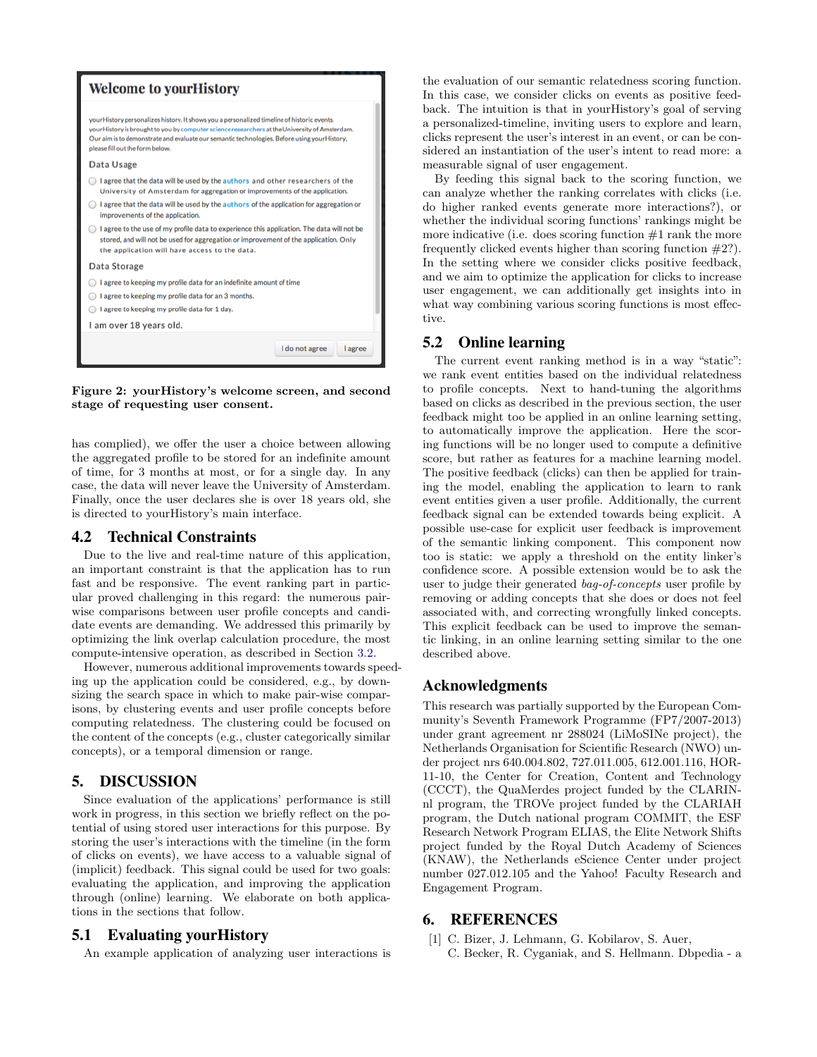Welcome to yourHistory

yourHistory personalizes history. It shows you a personalized timeline of historic events. yourHistory is brought to you by computer science researchers at the University of Amsterdam. Our aim is to demonstrate and evaluate our semantic technologies. Before using yourHistory, please fill out the form below.

Data Usage

- I agree that the data will be used by the authors and other researchers of the University of Amsterdam for aggregation or improvements of the application.
- I agree that the data will be used by the authors of the application for aggregation or improvements of the application.
- I agree to the use of my profile data to experience this application. The data will not be stored, and will not be used for aggregation or improvement of the application. Only the application will have access to the data.

Data Storage

- I agree to keeping my profile data for an indefinite amount of time
- I agree to keeping my profile data for an 3 months.
- I agree to keeping my profile data for 1 day.

I am over 18 years old.

I do not agree | I agree

**Figure 2: yourHistory's welcome screen, and second stage of requesting user consent.**

has complied), we offer the user a choice between allowing the aggregated profile to be stored for an indefinite amount of time, for 3 months at most, or for a single day. In any case, the data will never leave the University of Amsterdam. Finally, once the user declares she is over 18 years old, she is directed to yourHistory's main interface.

## 4.2 Technical Constraints

Due to the live and real-time nature of this application, an important constraint is that the application has to run fast and be responsive. The event ranking part in particular proved challenging in this regard: the numerous pair-wise comparisons between user profile concepts and candidate events are demanding. We addressed this primarily by optimizing the link overlap calculation procedure, the most compute-intensive operation, as described in Section 3.2.

However, numerous additional improvements towards speeding up the application could be considered, e.g., by downsizing the search space in which to make pair-wise comparisons, by clustering events and user profile concepts before computing relatedness. The clustering could be focused on the content of the concepts (e.g., cluster categorically similar concepts), or a temporal dimension or range.

# 5. DISCUSSION

Since evaluation of the applications' performance is still work in progress, in this section we briefly reflect on the potential of using stored user interactions for this purpose. By storing the user's interactions with the timeline (in the form of clicks on events), we have access to a valuable signal of (implicit) feedback. This signal could be used for two goals: evaluating the application, and improving the application through (online) learning. We elaborate on both applications in the sections that follow.

## 5.1 Evaluating yourHistory

An example application of analyzing user interactions is the evaluation of our semantic relatedness scoring function. In this case, we consider clicks on events as positive feedback. The intuition is that in yourHistory's goal of serving a personalized-timeline, inviting users to explore and learn, clicks represent the user's interest in an event, or can be considered an instantiation of the user's intent to read more: a measurable signal of user engagement.

By feeding this signal back to the scoring function, we can analyze whether the ranking correlates with clicks (i.e. do higher ranked events generate more interactions?), or whether the individual scoring functions' rankings might be more indicative (i.e. does scoring function #1 rank the more frequently clicked events higher than scoring function #2?). In the setting where we consider clicks positive feedback, and we aim to optimize the application for clicks to increase user engagement, we can additionally get insights into in what way combining various scoring functions is most effective.

## 5.2 Online learning

The current event ranking method is in a way "static": we rank event entities based on the individual relatedness to profile concepts. Next to hand-tuning the algorithms based on clicks as described in the previous section, the user feedback might too be applied in an online learning setting, to automatically improve the application. Here the scoring functions will be no longer used to compute a definitive score, but rather as features for a machine learning model. The positive feedback (clicks) can then be applied for training the model, enabling the application to learn to rank event entities given a user profile. Additionally, the current feedback signal can be extended towards being explicit. A possible use-case for explicit user feedback is improvement of the semantic linking component. This component now too is static: we apply a threshold on the entity linker's confidence score. A possible extension would be to ask the user to judge their generated *bag-of-concepts* user profile by removing or adding concepts that she does or does not feel associated with, and correcting wrongfully linked concepts. This explicit feedback can be used to improve the semantic linking, in an online learning setting similar to the one described above.

## Acknowledgments

This research was partially supported by the European Community's Seventh Framework Programme (FP7/2007-2013) under grant agreement nr 288024 (LiMoSINe project), the Netherlands Organisation for Scientific Research (NWO) under project nrs 640.004.802, 727.011.005, 612.001.116, HOR-11-10, the Center for Creation, Content and Technology (CCCT), the QuaMerdes project funded by the CLARIN-nl program, the TROVe project funded by the CLARIAH program, the Dutch national program COMMIT, the ESF Research Network Program ELIAS, the Elite Network Shifts project funded by the Royal Dutch Academy of Sciences (KNAW), the Netherlands eScience Center under project number 027.012.105 and the Yahoo! Faculty Research and Engagement Program.

# 6. REFERENCES

[1] C. Bizer, J. Lehmann, G. Kobilarov, S. Auer, C. Becker, R. Cyganiak, and S. Hellmann. Dbpedia - a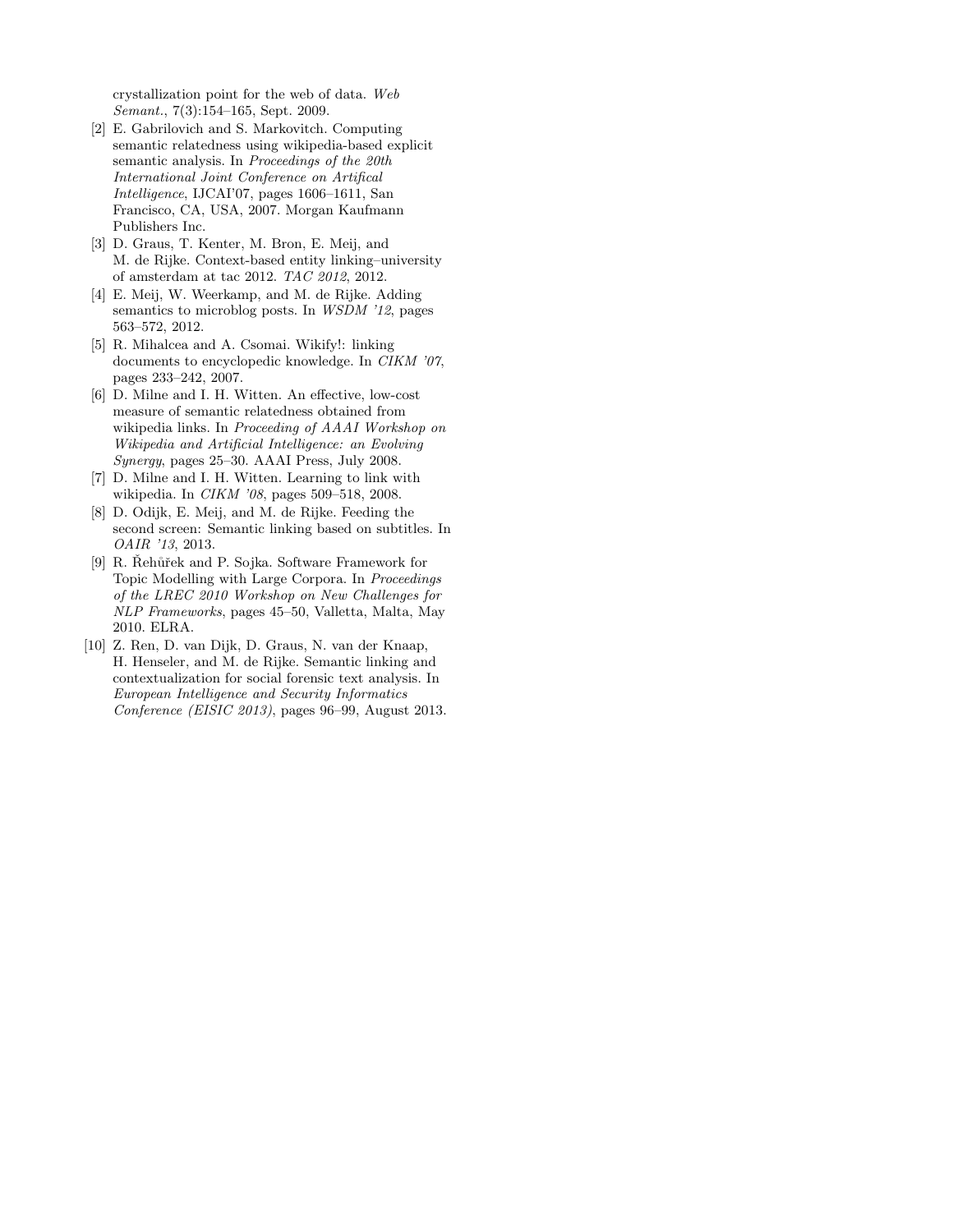crystallization point for the web of data. *Web Semant.*, 7(3):154–165, Sept. 2009.

[2] E. Gabrilovich and S. Markovitch. Computing semantic relatedness using wikipedia-based explicit semantic analysis. In *Proceedings of the 20th International Joint Conference on Artifical Intelligence*, IJCAI'07, pages 1606–1611, San Francisco, CA, USA, 2007. Morgan Kaufmann Publishers Inc.

[3] D. Graus, T. Kenter, M. Bron, E. Meij, and M. de Rijke. Context-based entity linking–university of amsterdam at tac 2012. *TAC 2012*, 2012.

[4] E. Meij, W. Weerkamp, and M. de Rijke. Adding semantics to microblog posts. In *WSDM '12*, pages 563–572, 2012.

[5] R. Mihalcea and A. Csomai. Wikify!: linking documents to encyclopedic knowledge. In *CIKM '07*, pages 233–242, 2007.

[6] D. Milne and I. H. Witten. An effective, low-cost measure of semantic relatedness obtained from wikipedia links. In *Proceeding of AAAI Workshop on Wikipedia and Artificial Intelligence: an Evolving Synergy*, pages 25–30. AAAI Press, July 2008.

[7] D. Milne and I. H. Witten. Learning to link with wikipedia. In *CIKM '08*, pages 509–518, 2008.

[8] D. Odijk, E. Meij, and M. de Rijke. Feeding the second screen: Semantic linking based on subtitles. In *OAIR '13*, 2013.

[9] R. Řehůřek and P. Sojka. Software Framework for Topic Modelling with Large Corpora. In *Proceedings of the LREC 2010 Workshop on New Challenges for NLP Frameworks*, pages 45–50, Valletta, Malta, May 2010. ELRA.

[10] Z. Ren, D. van Dijk, D. Graus, N. van der Knaap, H. Henseler, and M. de Rijke. Semantic linking and contextualization for social forensic text analysis. In *European Intelligence and Security Informatics Conference (EISIC 2013)*, pages 96–99, August 2013.